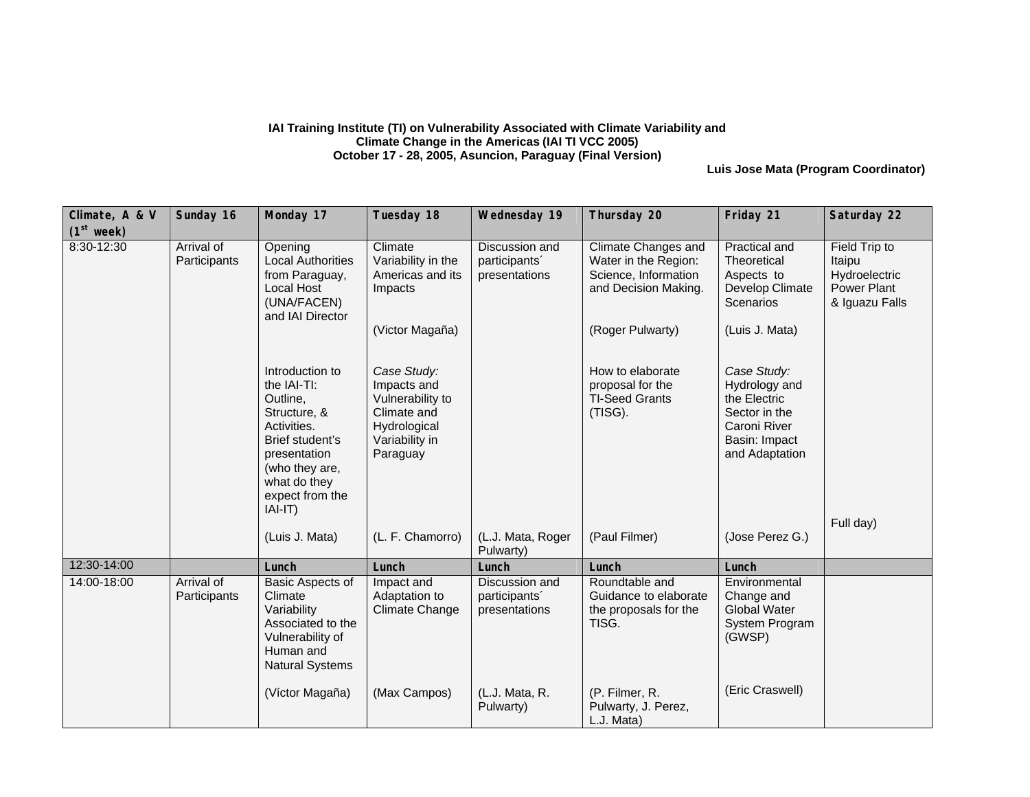**IAI Training Institute (TI) on Vulnerability Associated with Climate Variability and Climate Change in the Americas (IAI TI VCC 2005)**
**October 17 - 28, 2005, Asuncion, Paraguay (Final Version)**

**Luis Jose Mata (Program Coordinator)**

| Climate, A & V (1st week) | Sunday 16 | Monday 17 | Tuesday 18 | Wednesday 19 | Thursday 20 | Friday 21 | Saturday 22 |
|---|---|---|---|---|---|---|---|
| 8:30-12:30 | Arrival of Participants | Opening Local Authorities from Paraguay, Local Host (UNA/FACEN) and IAI Director<br><br>Introduction to the IAI-TI: Outline, Structure, & Activities. Brief student's presentation (who they are, what do they expect from the IAI-IT)<br><br>(Luis J. Mata) | Climate Variability in the Americas and its Impacts<br><br>(Victor Magaña)<br><br>*Case Study:* Impacts and Vulnerability to Climate and Hydrological Variability in Paraguay<br><br>(L. F. Chamorro) | Discussion and participants´ presentations<br><br>(L.J. Mata, Roger Pulwarty) | Climate Changes and Water in the Region: Science, Information and Decision Making.<br><br>(Roger Pulwarty)<br><br>How to elaborate proposal for the TI-Seed Grants (TISG).<br><br>(Paul Filmer) | Practical and Theoretical Aspects to Develop Climate Scenarios<br><br>(Luis J. Mata)<br><br>*Case Study:* Hydrology and the Electric Sector in the Caroni River Basin: Impact and Adaptation<br><br>(Jose Perez G.) | Field Trip to Itaipu Hydroelectric Power Plant & Iguazu Falls<br><br>Full day) |
| 12:30-14:00 | | **Lunch** | **Lunch** | **Lunch** | **Lunch** | **Lunch** | |
| 14:00-18:00 | Arrival of Participants | Basic Aspects of Climate Variability Associated to the Vulnerability of Human and Natural Systems<br><br>(Víctor Magaña) | Impact and Adaptation to Climate Change<br><br>(Max Campos) | Discussion and participants´ presentations<br><br>(L.J. Mata, R. Pulwarty) | Roundtable and Guidance to elaborate the proposals for the TISG.<br><br>(P. Filmer, R. Pulwarty, J. Perez, L.J. Mata) | Environmental Change and Global Water System Program (GWSP)<br><br>(Eric Craswell) | |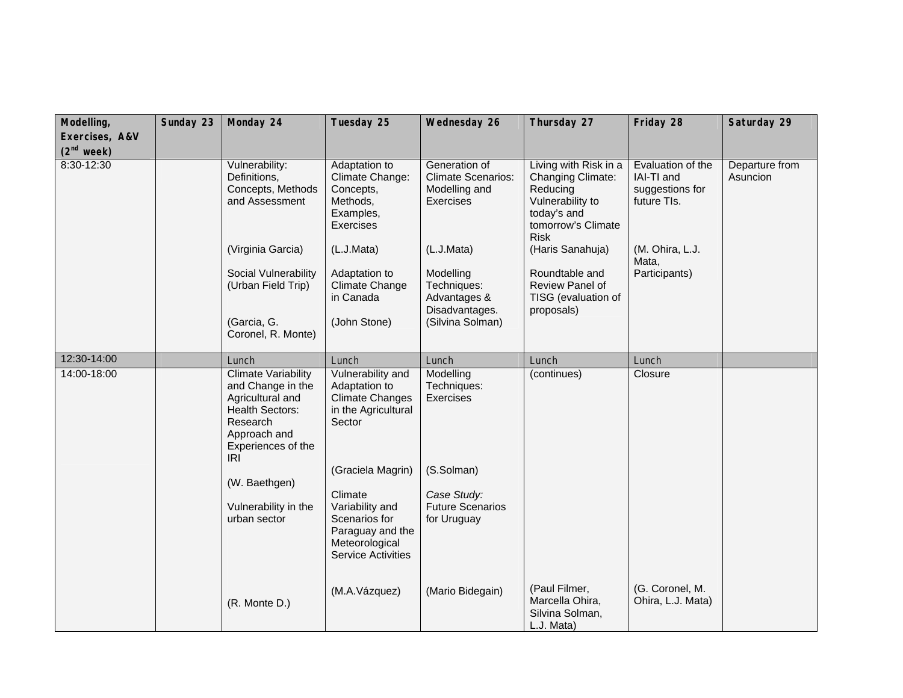| Modelling, Exercises, A&V (2nd week) | Sunday 23 | Monday 24 | Tuesday 25 | Wednesday 26 | Thursday 27 | Friday 28 | Saturday 29 |
|---|---|---|---|---|---|---|---|
| 8:30-12:30 | | Vulnerability: Definitions, Concepts, Methods and Assessment<br><br>(Virginia Garcia)<br><br>Social Vulnerability (Urban Field Trip)<br><br>(Garcia, G. Coronel, R. Monte) | Adaptation to Climate Change: Concepts, Methods, Examples, Exercises<br><br>(L.J.Mata)<br><br>Adaptation to Climate Change in Canada<br><br>(John Stone) | Generation of Climate Scenarios: Modelling and Exercises<br><br>(L.J.Mata)<br><br>Modelling Techniques: Advantages & Disadvantages.<br>(Silvina Solman) | Living with Risk in a Changing Climate: Reducing Vulnerability to today's and tomorrow's Climate Risk<br>(Haris Sanahuja)<br><br>Roundtable and Review Panel of TISG (evaluation of proposals) | Evaluation of the IAI-TI and suggestions for future TIs.<br><br>(M. Ohira, L.J. Mata, Participants) | Departure from Asuncion |
| 12:30-14:00 | | Lunch | Lunch | Lunch | Lunch | Lunch | |
| 14:00-18:00 | | Climate Variability and Change in the Agricultural and Health Sectors: Research Approach and Experiences of the IRI<br><br>(W. Baethgen)<br><br>Vulnerability in the urban sector<br><br>(R. Monte D.) | Vulnerability and Adaptation to Climate Changes in the Agricultural Sector<br><br>(Graciela Magrin)<br><br>Climate Variability and Scenarios for Paraguay and the Meteorological Service Activities<br><br>(M.A.Vázquez) | Modelling Techniques: Exercises<br><br>(S.Solman)<br><br>*Case Study:* Future Scenarios for Uruguay<br><br>(Mario Bidegain) | (continues)<br><br>(Paul Filmer, Marcella Ohira, Silvina Solman, L.J. Mata) | Closure<br><br>(G. Coronel, M. Ohira, L.J. Mata) | |